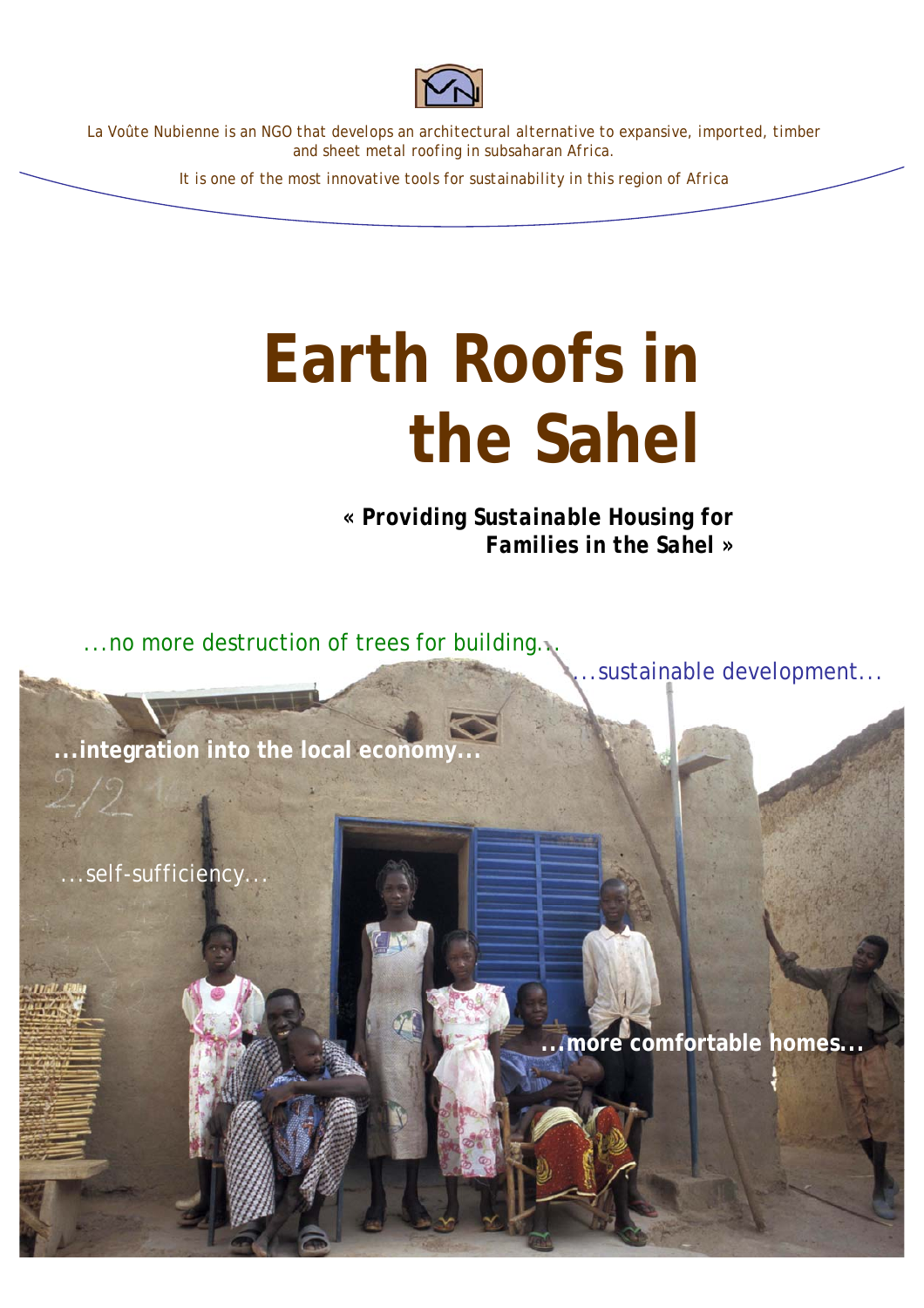La Voûte Nubienne is an NGO that develops an architectural alternative to expansive, imported, timber and sheet metal roofing in subsaharan Africa.

It is one of the most innovative tools for sustainability in this region of Africa

# Earth Roofs in the Sahel

***« Providing Sustainable Housing for Families in the Sahel »***

...no more destruction of trees for building...

...sustainable development...

**...integration into the local economy...**

...self-sufficiency...

**...more comfortable homes...**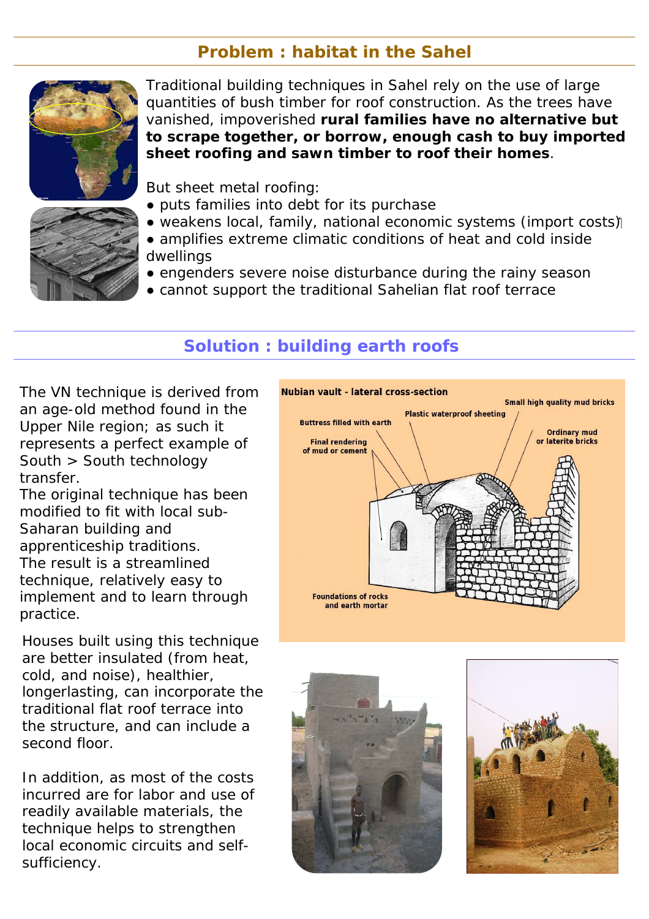## Problem : habitat in the Sahel

Traditional building techniques in Sahel rely on the use of large quantities of bush timber for roof construction. As the trees have vanished, impoverished **rural families have no alternative but to scrape together, or borrow, enough cash to buy imported sheet roofing and sawn timber to roof their homes**.

But sheet metal roofing:

- puts families into debt for its purchase
- weakens local, family, national economic systems (import costs)
- amplifies extreme climatic conditions of heat and cold inside dwellings
- engenders severe noise disturbance during the rainy season
- cannot support the traditional Sahelian flat roof terrace

## Solution : building earth roofs

The VN technique is derived from an age-old method found in the Upper Nile region; as such it represents a perfect example of South > South technology transfer.
The original technique has been modified to fit with local sub-Saharan building and apprenticeship traditions.
The result is a streamlined technique, relatively easy to implement and to learn through practice.

Houses built using this technique are better insulated (from heat, cold, and noise), healthier, longerlasting, can incorporate the traditional flat roof terrace into the structure, and can include a second floor.

In addition, as most of the costs incurred are for labor and use of readily available materials, the technique helps to strengthen local economic circuits and self-sufficiency.

Nubian vault - lateral cross-section

Small high quality mud bricks

Plastic waterproof sheeting

Buttress filled with earth

Ordinary mud or laterite bricks

Final rendering of mud or cement

Foundations of rocks and earth mortar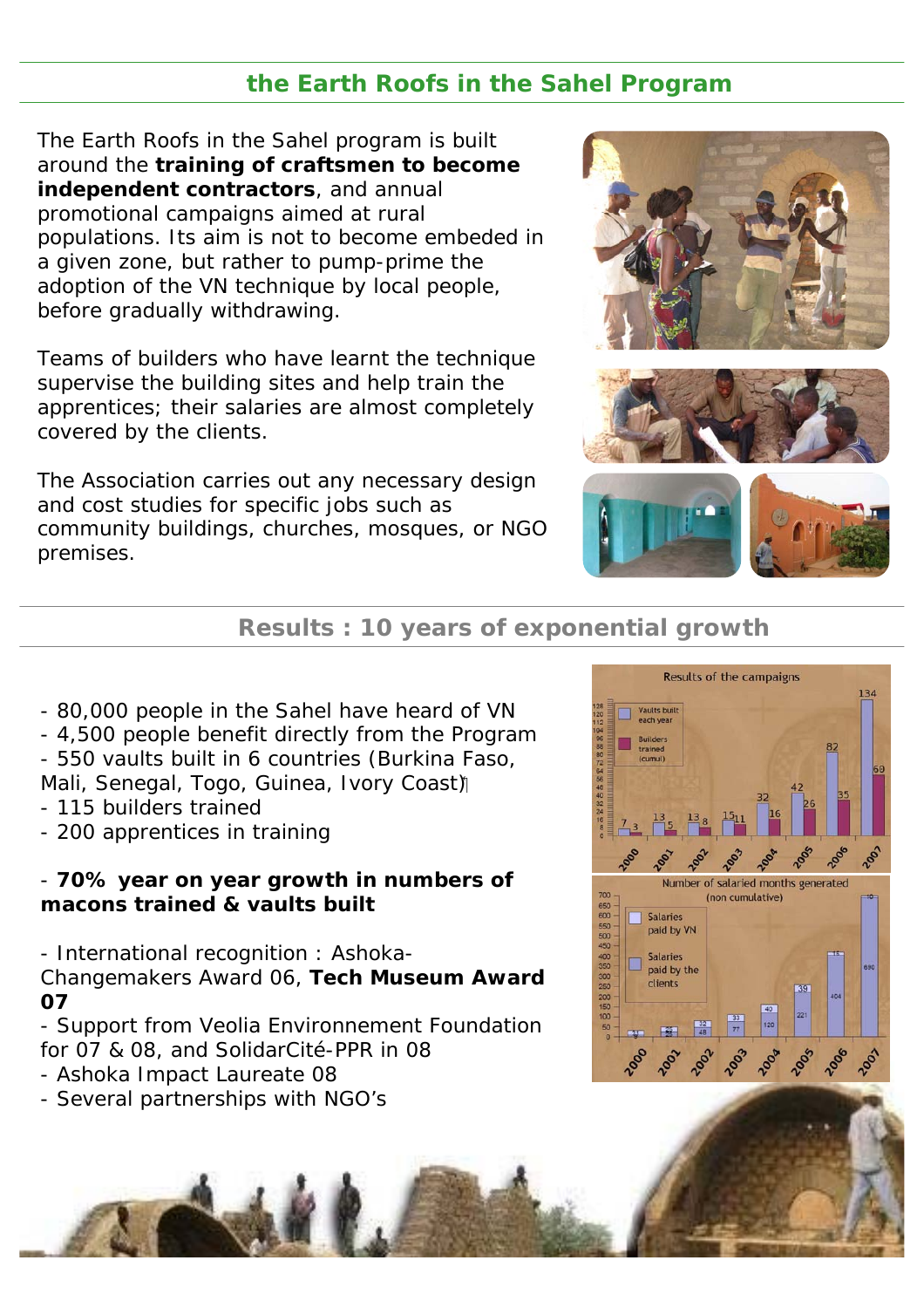## the Earth Roofs in the Sahel Program

The Earth Roofs in the Sahel program is built around the **training of craftsmen to become independent contractors**, and annual promotional campaigns aimed at rural populations. Its aim is not to become embeded in a given zone, but rather to pump-prime the adoption of the VN technique by local people, before gradually withdrawing.

Teams of builders who have learnt the technique supervise the building sites and help train the apprentices; their salaries are almost completely covered by the clients.

The Association carries out any necessary design and cost studies for specific jobs such as community buildings, churches, mosques, or NGO premises.

## Results : 10 years of exponential growth

- 80,000 people in the Sahel have heard of VN
- 4,500 people benefit directly from the Program
- 550 vaults built in 6 countries (Burkina Faso, Mali, Senegal, Togo, Guinea, Ivory Coast)
- 115 builders trained
- 200 apprentices in training

- **70% year on year growth in numbers of macons trained & vaults built**

- International recognition : Ashoka-Changemakers Award 06, **Tech Museum Award 07**
- Support from Veolia Environnement Foundation for 07 & 08, and SolidarCité-PPR in 08
- Ashoka Impact Laureate 08
- Several partnerships with NGO's

Results of the campaigns

Vaults built each year
Builders trained (cumul)

2000: 7, 3
2001: 13, 5
2002: 13, 8
2003: 15, 11
2004: 32, 16
2005: 42, 26
2006: 82, 35
2007: 134, 60

Number of salaried months generated (non cumulative)

Salaries paid by VN
Salaries paid by the clients

2000 2001 2002 2003 2004 2005 2006 2007

32, 48
33, 77
40, 120
39, 221
404
690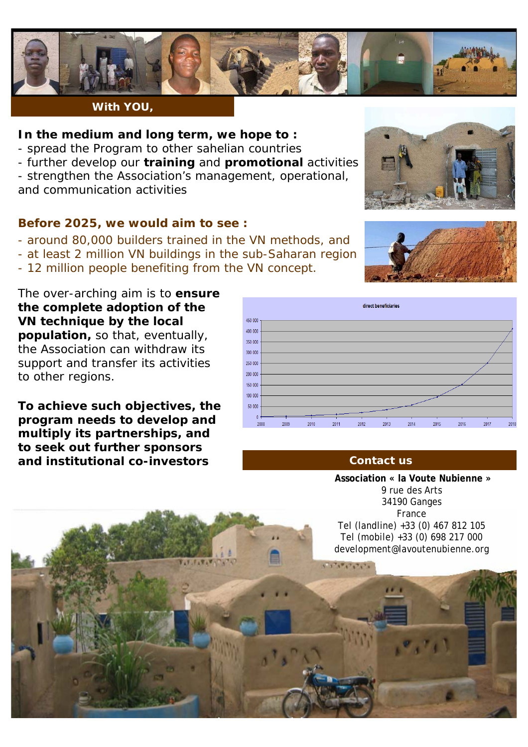## With YOU,

**In the medium and long term, we hope to :**

- spread the Program to other sahelian countries
- further develop our **training** and **promotional** activities
- strengthen the Association's management, operational, and communication activities

**Before 2025, we would aim to see :**

- around 80,000 builders trained in the VN methods, and
- at least 2 million VN buildings in the sub-Saharan region
- 12 million people benefiting from the VN concept.

The over-arching aim is to **ensure the complete adoption of the VN technique by the local population,** so that, eventually, the Association can withdraw its support and transfer its activities to other regions.

**To achieve such objectives, the program needs to develop and multiply its partnerships, and to seek out further sponsors and institutional co-investors**

direct beneficiaries

450 000
400 000
350 000
300 000
250 000
200 000
150 000
100 000
50 000
0

2008 2009 2010 2011 2012 2013 2014 2015 2016 2017 2018

## Contact us

**Association « la Voute Nubienne »**
9 rue des Arts
34190 Ganges
France
Tel (landline) +33 (0) 467 812 105
Tel (mobile) +33 (0) 698 217 000
development@lavoutenubienne.org